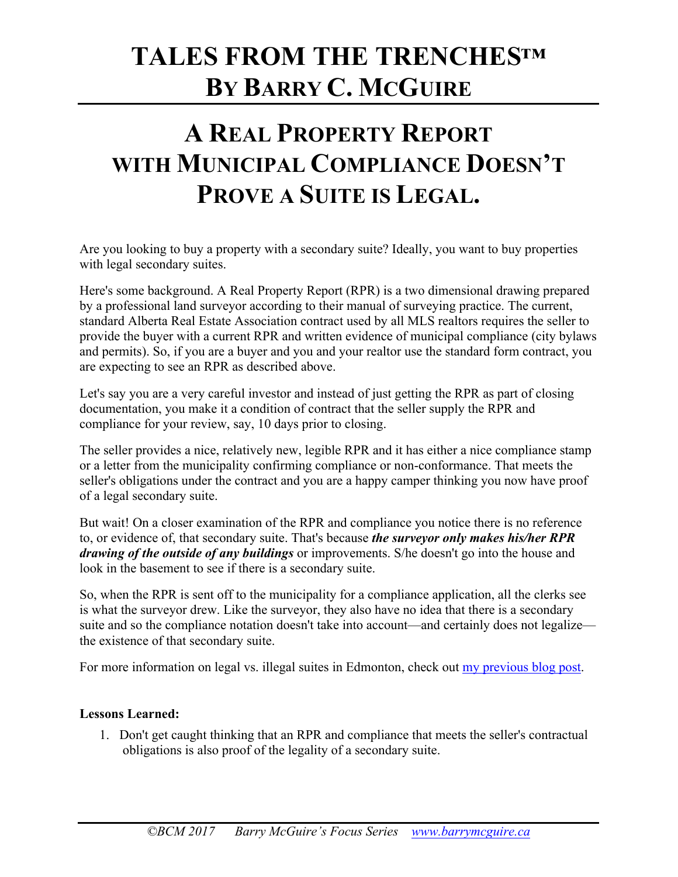# TALES FROM THE TRENCHES™ BY BARRY C. MCGUIRE

## A REAL PROPERTY REPORT WITH MUNICIPAL COMPLIANCE DOESN'T PROVE A SUITE IS LEGAL.

Are you looking to buy a property with a secondary suite? Ideally, you want to buy properties with legal secondary suites.

Here's some background. A Real Property Report (RPR) is a two dimensional drawing prepared by a professional land surveyor according to their manual of surveying practice. The current, standard Alberta Real Estate Association contract used by all MLS realtors requires the seller to provide the buyer with a current RPR and written evidence of municipal compliance (city bylaws and permits). So, if you are a buyer and you and your realtor use the standard form contract, you are expecting to see an RPR as described above.

Let's say you are a very careful investor and instead of just getting the RPR as part of closing documentation, you make it a condition of contract that the seller supply the RPR and compliance for your review, say, 10 days prior to closing.

The seller provides a nice, relatively new, legible RPR and it has either a nice compliance stamp or a letter from the municipality confirming compliance or non-conformance. That meets the seller's obligations under the contract and you are a happy camper thinking you now have proof of a legal secondary suite.

But wait! On a closer examination of the RPR and compliance you notice there is no reference to, or evidence of, that secondary suite. That's because ***the surveyor only makes his/her RPR drawing of the outside of any buildings*** or improvements. S/he doesn't go into the house and look in the basement to see if there is a secondary suite.

So, when the RPR is sent off to the municipality for a compliance application, all the clerks see is what the surveyor drew. Like the surveyor, they also have no idea that there is a secondary suite and so the compliance notation doesn't take into account—and certainly does not legalize—the existence of that secondary suite.

For more information on legal vs. illegal suites in Edmonton, check out my previous blog post.

**Lessons Learned:**

1. Don't get caught thinking that an RPR and compliance that meets the seller's contractual obligations is also proof of the legality of a secondary suite.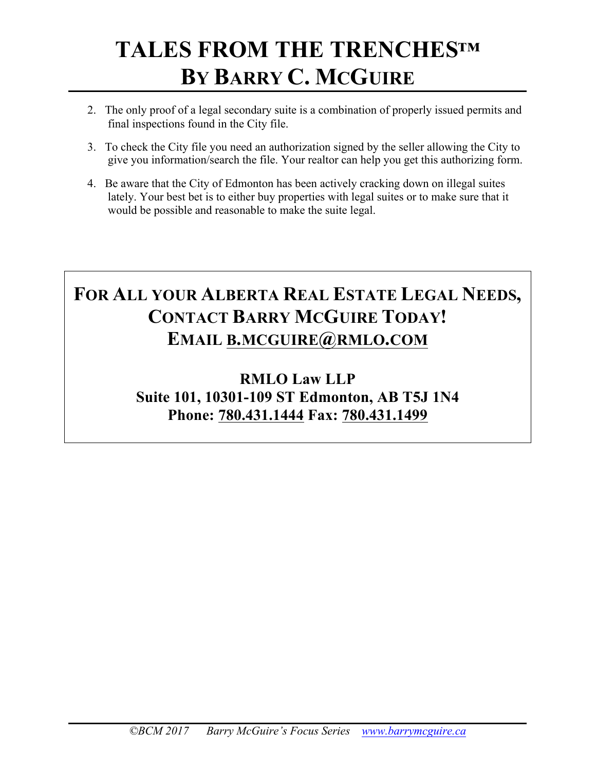2. The only proof of a legal secondary suite is a combination of properly issued permits and final inspections found in the City file.

3. To check the City file you need an authorization signed by the seller allowing the City to give you information/search the file. Your realtor can help you get this authorizing form.

4. Be aware that the City of Edmonton has been actively cracking down on illegal suites lately. Your best bet is to either buy properties with legal suites or to make sure that it would be possible and reasonable to make the suite legal.

**FOR ALL YOUR ALBERTA REAL ESTATE LEGAL NEEDS, CONTACT BARRY MCGUIRE TODAY!**
**EMAIL B.MCGUIRE@RMLO.COM**

**RMLO Law LLP**
**Suite 101, 10301-109 ST Edmonton, AB T5J 1N4**
**Phone: 780.431.1444 Fax: 780.431.1499**